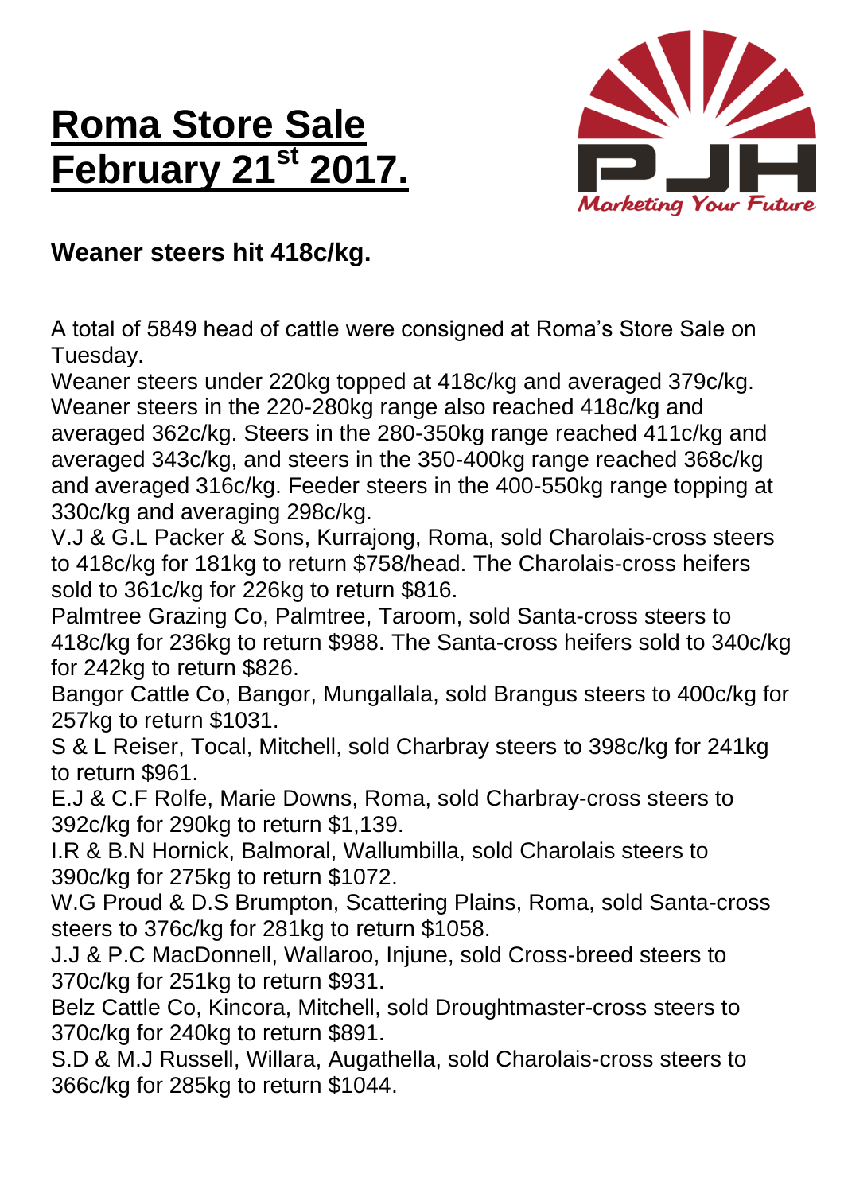# Roma Store Sale February 21st 2017.

**Weaner steers hit 418c/kg.**

A total of 5849 head of cattle were consigned at Roma's Store Sale on Tuesday.

Weaner steers under 220kg topped at 418c/kg and averaged 379c/kg. Weaner steers in the 220-280kg range also reached 418c/kg and averaged 362c/kg. Steers in the 280-350kg range reached 411c/kg and averaged 343c/kg, and steers in the 350-400kg range reached 368c/kg and averaged 316c/kg. Feeder steers in the 400-550kg range topping at 330c/kg and averaging 298c/kg.

V.J & G.L Packer & Sons, Kurrajong, Roma, sold Charolais-cross steers to 418c/kg for 181kg to return $758/head. The Charolais-cross heifers sold to 361c/kg for 226kg to return $816.

Palmtree Grazing Co, Palmtree, Taroom, sold Santa-cross steers to 418c/kg for 236kg to return $988. The Santa-cross heifers sold to 340c/kg for 242kg to return $826.

Bangor Cattle Co, Bangor, Mungallala, sold Brangus steers to 400c/kg for 257kg to return $1031.

S & L Reiser, Tocal, Mitchell, sold Charbray steers to 398c/kg for 241kg to return $961.

E.J & C.F Rolfe, Marie Downs, Roma, sold Charbray-cross steers to 392c/kg for 290kg to return $1,139.

I.R & B.N Hornick, Balmoral, Wallumbilla, sold Charolais steers to 390c/kg for 275kg to return $1072.

W.G Proud & D.S Brumpton, Scattering Plains, Roma, sold Santa-cross steers to 376c/kg for 281kg to return $1058.

J.J & P.C MacDonnell, Wallaroo, Injune, sold Cross-breed steers to 370c/kg for 251kg to return $931.

Belz Cattle Co, Kincora, Mitchell, sold Droughtmaster-cross steers to 370c/kg for 240kg to return $891.

S.D & M.J Russell, Willara, Augathella, sold Charolais-cross steers to 366c/kg for 285kg to return $1044.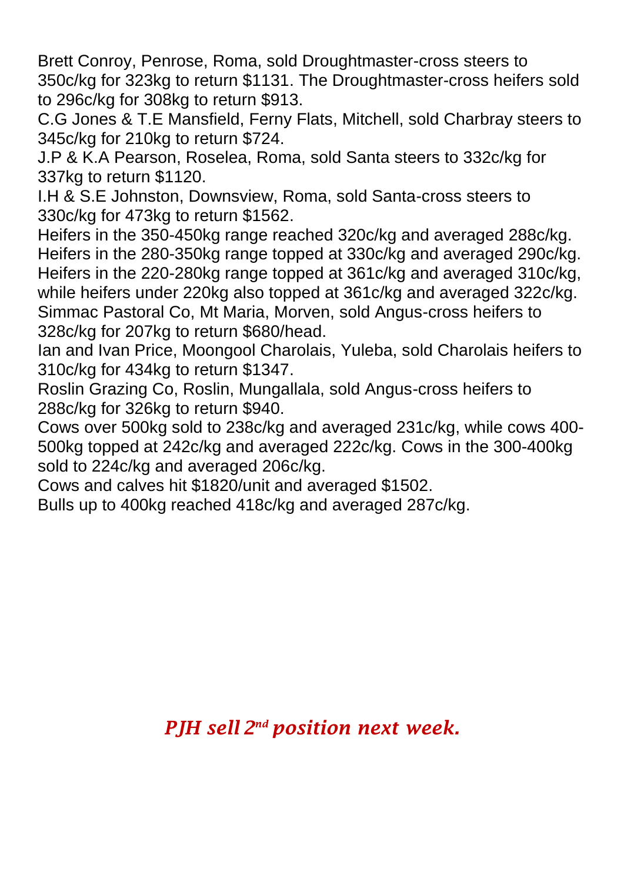Brett Conroy, Penrose, Roma, sold Droughtmaster-cross steers to 350c/kg for 323kg to return $1131. The Droughtmaster-cross heifers sold to 296c/kg for 308kg to return $913.

C.G Jones & T.E Mansfield, Ferny Flats, Mitchell, sold Charbray steers to 345c/kg for 210kg to return $724.

J.P & K.A Pearson, Roselea, Roma, sold Santa steers to 332c/kg for 337kg to return $1120.

I.H & S.E Johnston, Downsview, Roma, sold Santa-cross steers to 330c/kg for 473kg to return $1562.

Heifers in the 350-450kg range reached 320c/kg and averaged 288c/kg. Heifers in the 280-350kg range topped at 330c/kg and averaged 290c/kg. Heifers in the 220-280kg range topped at 361c/kg and averaged 310c/kg, while heifers under 220kg also topped at 361c/kg and averaged 322c/kg.

Simmac Pastoral Co, Mt Maria, Morven, sold Angus-cross heifers to 328c/kg for 207kg to return $680/head.

Ian and Ivan Price, Moongool Charolais, Yuleba, sold Charolais heifers to 310c/kg for 434kg to return $1347.

Roslin Grazing Co, Roslin, Mungallala, sold Angus-cross heifers to 288c/kg for 326kg to return $940.

Cows over 500kg sold to 238c/kg and averaged 231c/kg, while cows 400-500kg topped at 242c/kg and averaged 222c/kg. Cows in the 300-400kg sold to 224c/kg and averaged 206c/kg.

Cows and calves hit $1820/unit and averaged $1502.

Bulls up to 400kg reached 418c/kg and averaged 287c/kg.

***PJH sell 2nd position next week.***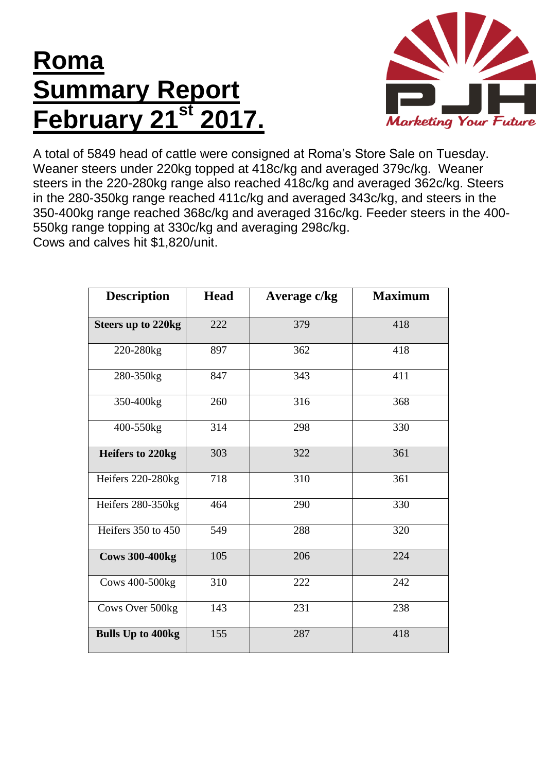# Roma Summary Report February 21st 2017.

Marketing Your Future

A total of 5849 head of cattle were consigned at Roma's Store Sale on Tuesday. Weaner steers under 220kg topped at 418c/kg and averaged 379c/kg. Weaner steers in the 220-280kg range also reached 418c/kg and averaged 362c/kg. Steers in the 280-350kg range reached 411c/kg and averaged 343c/kg, and steers in the 350-400kg range reached 368c/kg and averaged 316c/kg. Feeder steers in the 400-550kg range topping at 330c/kg and averaging 298c/kg.
Cows and calves hit $1,820/unit.

| Description | Head | Average c/kg | Maximum |
|---|---|---|---|
| **Steers up to 220kg** | 222 | 379 | 418 |
| 220-280kg | 897 | 362 | 418 |
| 280-350kg | 847 | 343 | 411 |
| 350-400kg | 260 | 316 | 368 |
| 400-550kg | 314 | 298 | 330 |
| **Heifers to 220kg** | 303 | 322 | 361 |
| Heifers 220-280kg | 718 | 310 | 361 |
| Heifers 280-350kg | 464 | 290 | 330 |
| Heifers 350 to 450 | 549 | 288 | 320 |
| **Cows 300-400kg** | 105 | 206 | 224 |
| Cows 400-500kg | 310 | 222 | 242 |
| Cows Over 500kg | 143 | 231 | 238 |
| **Bulls Up to 400kg** | 155 | 287 | 418 |